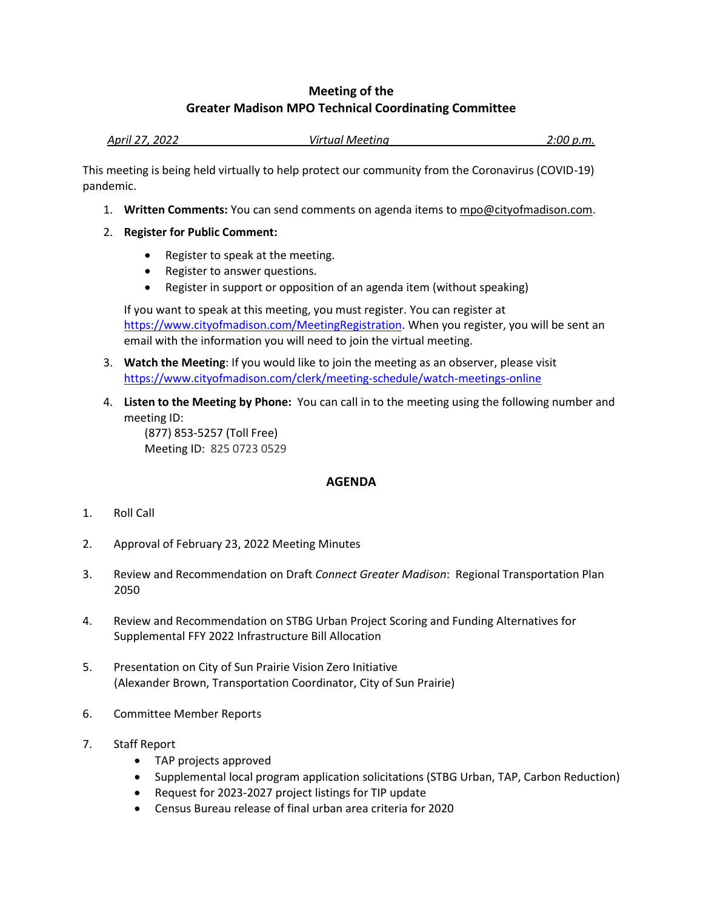**Meeting of the**
**Greater Madison MPO Technical Coordinating Committee**

*April 27, 2022* *Virtual Meeting* *2:00 p.m.*

This meeting is being held virtually to help protect our community from the Coronavirus (COVID-19) pandemic.

1. **Written Comments:** You can send comments on agenda items to mpo@cityofmadison.com.
2. **Register for Public Comment:**
   - Register to speak at the meeting.
   - Register to answer questions.
   - Register in support or opposition of an agenda item (without speaking)

   If you want to speak at this meeting, you must register. You can register at https://www.cityofmadison.com/MeetingRegistration. When you register, you will be sent an email with the information you will need to join the virtual meeting.
3. **Watch the Meeting**: If you would like to join the meeting as an observer, please visit https://www.cityofmadison.com/clerk/meeting-schedule/watch-meetings-online
4. **Listen to the Meeting by Phone:** You can call in to the meeting using the following number and meeting ID:
   (877) 853-5257 (Toll Free)
   Meeting ID: 825 0723 0529

## AGENDA

1. Roll Call
2. Approval of February 23, 2022 Meeting Minutes
3. Review and Recommendation on Draft *Connect Greater Madison*: Regional Transportation Plan 2050
4. Review and Recommendation on STBG Urban Project Scoring and Funding Alternatives for Supplemental FFY 2022 Infrastructure Bill Allocation
5. Presentation on City of Sun Prairie Vision Zero Initiative
   (Alexander Brown, Transportation Coordinator, City of Sun Prairie)
6. Committee Member Reports
7. Staff Report
   - TAP projects approved
   - Supplemental local program application solicitations (STBG Urban, TAP, Carbon Reduction)
   - Request for 2023-2027 project listings for TIP update
   - Census Bureau release of final urban area criteria for 2020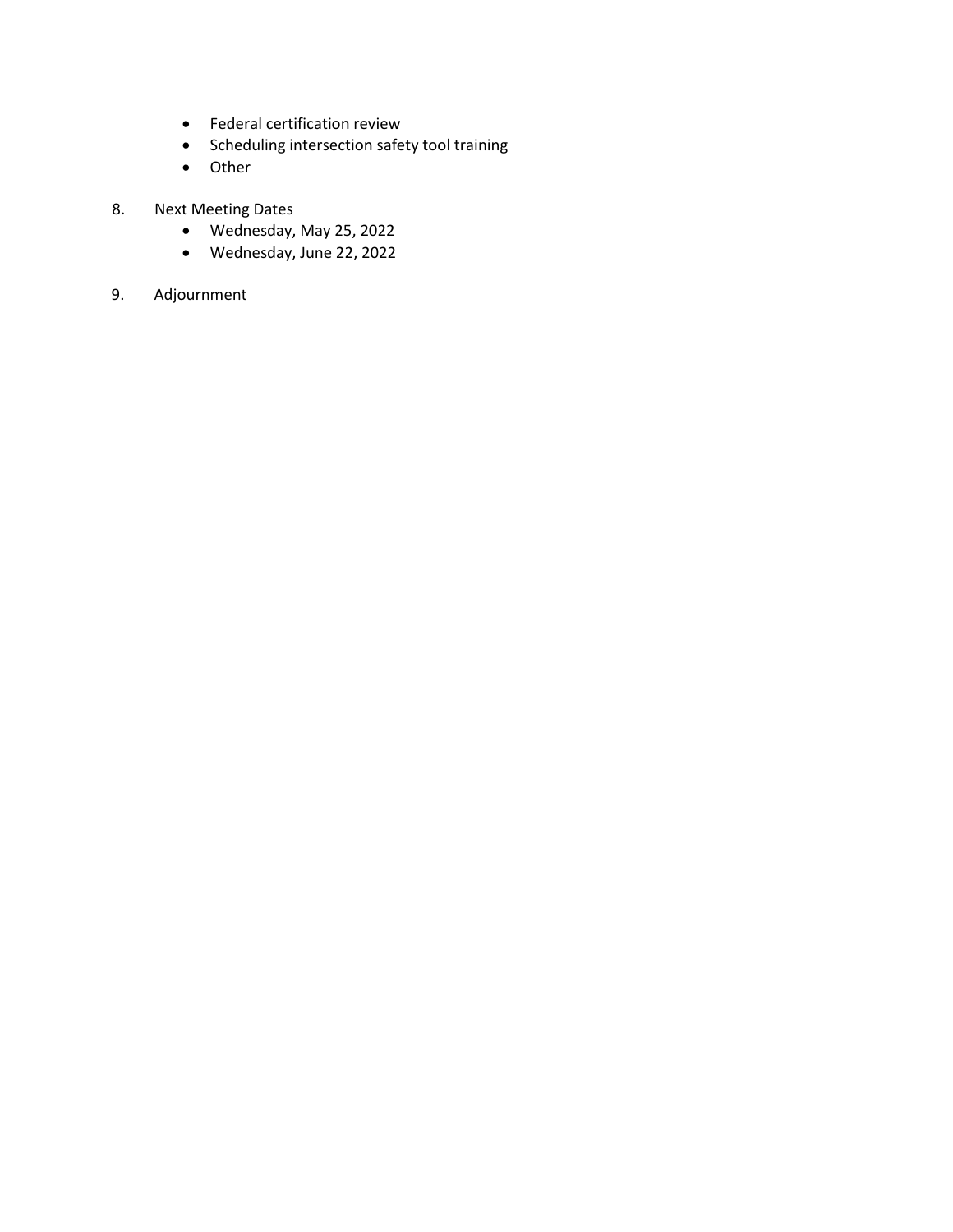- Federal certification review
- Scheduling intersection safety tool training
- Other

8. Next Meeting Dates
   - Wednesday, May 25, 2022
   - Wednesday, June 22, 2022

9. Adjournment